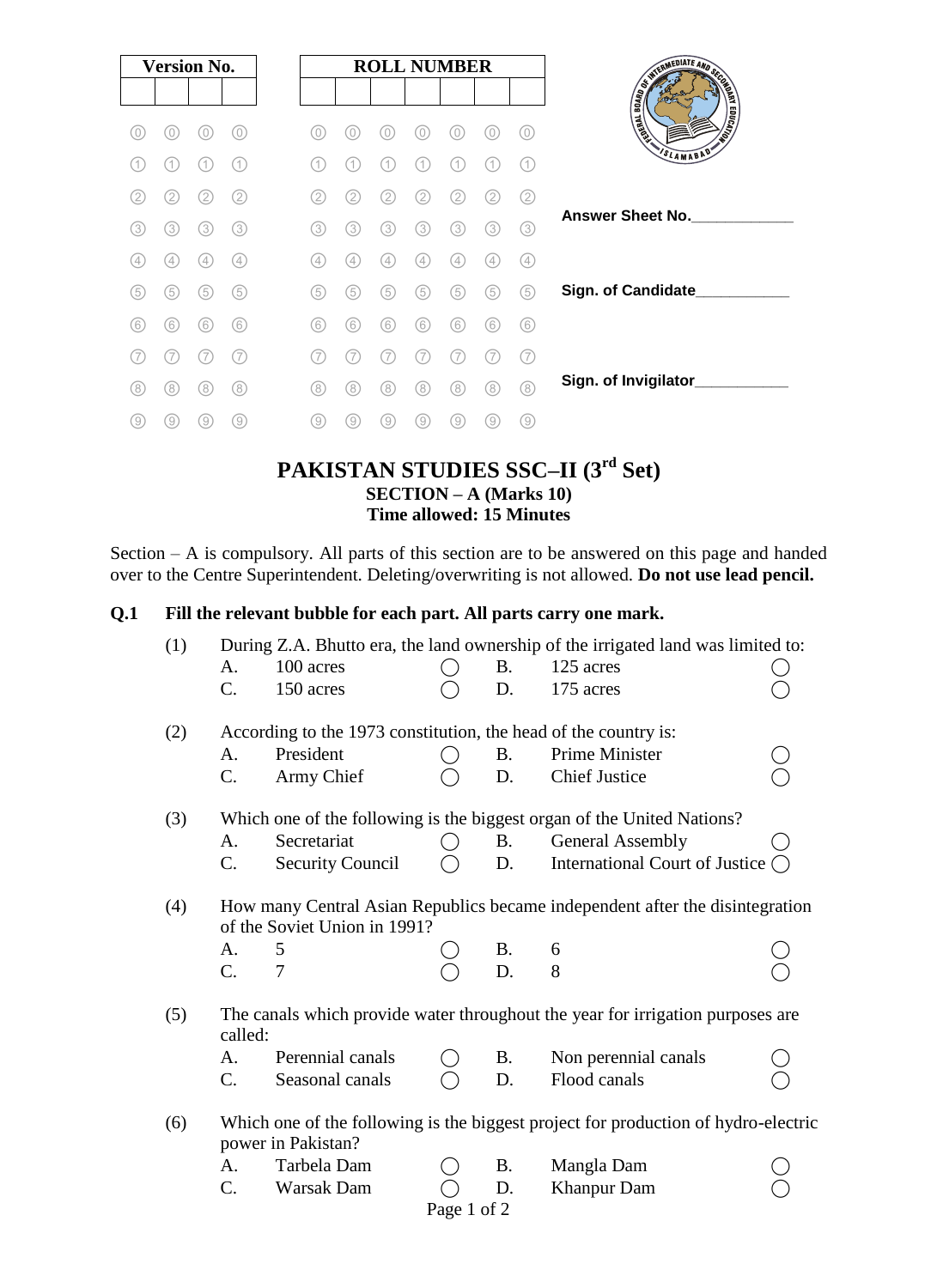| Version No. | | | |
|---|---|---|---|
| | | | |

| ROLL NUMBER | | | | | | |
|---|---|---|---|---|---|---|
| | | | | | | |

Answer Sheet No.____________

Sign. of Candidate___________

Sign. of Invigilator___________

# PAKISTAN STUDIES SSC–II (3rd Set)

## SECTION – A (Marks 10)

## Time allowed: 15 Minutes

Section – A is compulsory. All parts of this section are to be answered on this page and handed over to the Centre Superintendent. Deleting/overwriting is not allowed. **Do not use lead pencil.**

**Q.1 Fill the relevant bubble for each part. All parts carry one mark.**

(1) During Z.A. Bhutto era, the land ownership of the irrigated land was limited to:

- A. 100 acres ◯
- B. 125 acres ◯
- C. 150 acres ◯
- D. 175 acres ◯

(2) According to the 1973 constitution, the head of the country is:

- A. President ◯
- B. Prime Minister ◯
- C. Army Chief ◯
- D. Chief Justice ◯

(3) Which one of the following is the biggest organ of the United Nations?

- A. Secretariat ◯
- B. General Assembly ◯
- C. Security Council ◯
- D. International Court of Justice ◯

(4) How many Central Asian Republics became independent after the disintegration of the Soviet Union in 1991?

- A. 5 ◯
- B. 6 ◯
- C. 7 ◯
- D. 8 ◯

(5) The canals which provide water throughout the year for irrigation purposes are called:

- A. Perennial canals ◯
- B. Non perennial canals ◯
- C. Seasonal canals ◯
- D. Flood canals ◯

(6) Which one of the following is the biggest project for production of hydro-electric power in Pakistan?

- A. Tarbela Dam ◯
- B. Mangla Dam ◯
- C. Warsak Dam ◯
- D. Khanpur Dam ◯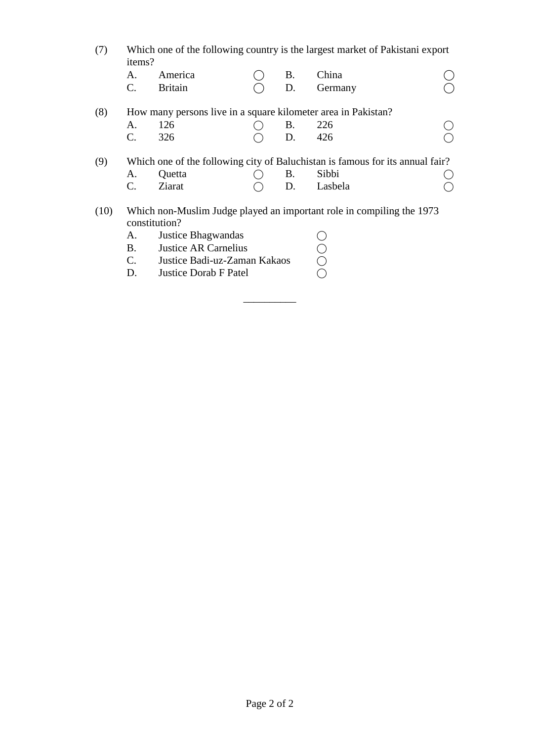(7) Which one of the following country is the largest market of Pakistani export items?

A. America ◯ B. China ◯
C. Britain ◯ D. Germany ◯

(8) How many persons live in a square kilometer area in Pakistan?

A. 126 ◯ B. 226 ◯
C. 326 ◯ D. 426 ◯

(9) Which one of the following city of Baluchistan is famous for its annual fair?

A. Quetta ◯ B. Sibbi ◯
C. Ziarat ◯ D. Lasbela ◯

(10) Which non-Muslim Judge played an important role in compiling the 1973 constitution?

A. Justice Bhagwandas ◯
B. Justice AR Carnelius ◯
C. Justice Badi-uz-Zaman Kakaos ◯
D. Justice Dorab F Patel ◯

__________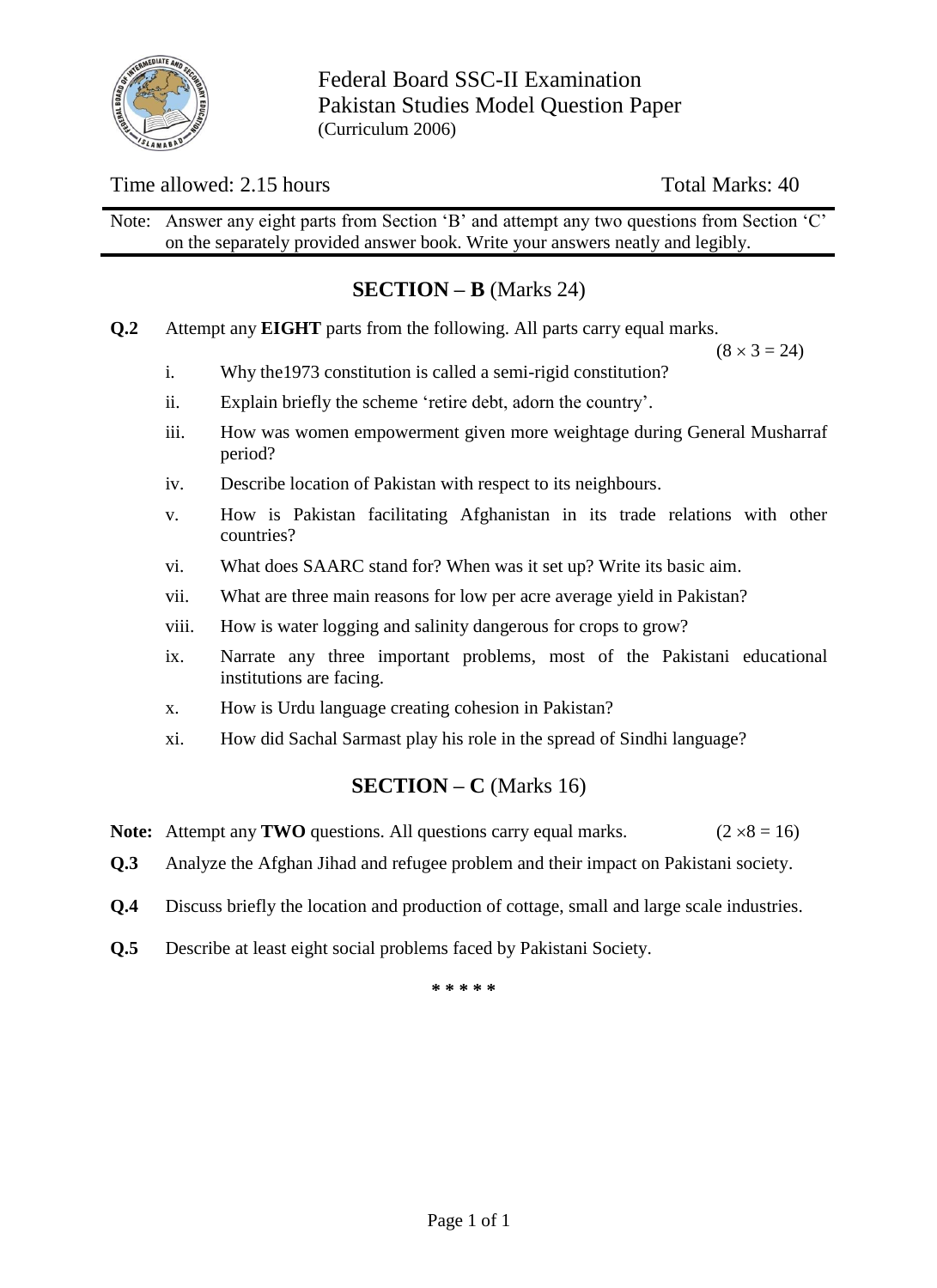Federal Board SSC-II Examination
Pakistan Studies Model Question Paper
(Curriculum 2006)

Time allowed: 2.15 hours Total Marks: 40

Note: Answer any eight parts from Section 'B' and attempt any two questions from Section 'C' on the separately provided answer book. Write your answers neatly and legibly.

## SECTION – B (Marks 24)

**Q.2** Attempt any **EIGHT** parts from the following. All parts carry equal marks. $(8 \times 3 = 24)$

i. Why the1973 constitution is called a semi-rigid constitution?

ii. Explain briefly the scheme 'retire debt, adorn the country'.

iii. How was women empowerment given more weightage during General Musharraf period?

iv. Describe location of Pakistan with respect to its neighbours.

v. How is Pakistan facilitating Afghanistan in its trade relations with other countries?

vi. What does SAARC stand for? When was it set up? Write its basic aim.

vii. What are three main reasons for low per acre average yield in Pakistan?

viii. How is water logging and salinity dangerous for crops to grow?

ix. Narrate any three important problems, most of the Pakistani educational institutions are facing.

x. How is Urdu language creating cohesion in Pakistan?

xi. How did Sachal Sarmast play his role in the spread of Sindhi language?

## SECTION – C (Marks 16)

**Note:** Attempt any **TWO** questions. All questions carry equal marks. $(2 \times 8 = 16)$

**Q.3** Analyze the Afghan Jihad and refugee problem and their impact on Pakistani society.

**Q.4** Discuss briefly the location and production of cottage, small and large scale industries.

**Q.5** Describe at least eight social problems faced by Pakistani Society.

\* \* \* \* \*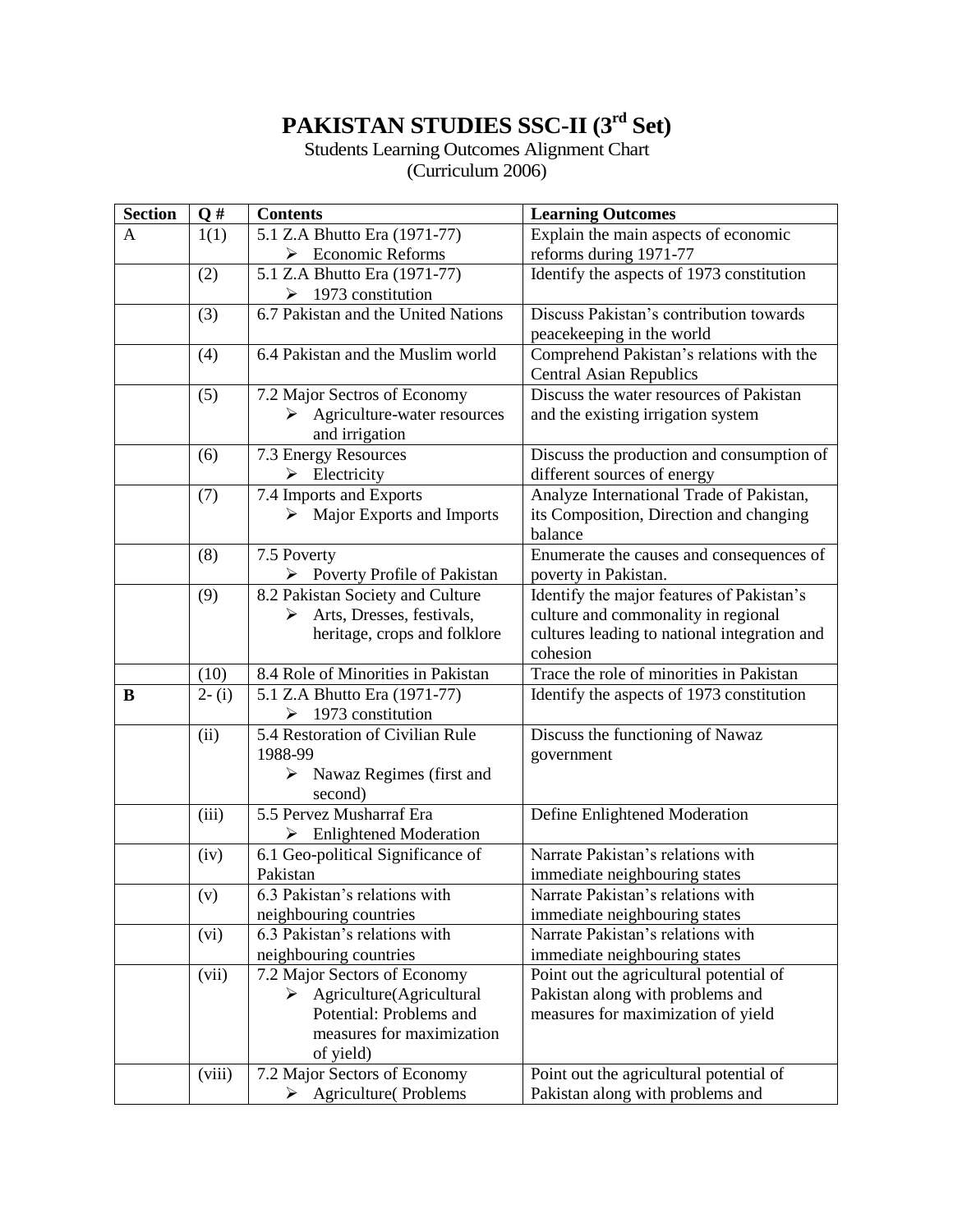# PAKISTAN STUDIES SSC-II (3rd Set)

Students Learning Outcomes Alignment Chart
(Curriculum 2006)

| Section | Q # | Contents | Learning Outcomes |
|---|---|---|---|
| A | 1(1) | 5.1 Z.A Bhutto Era (1971-77) <br> ➢ Economic Reforms | Explain the main aspects of economic reforms during 1971-77 |
| | (2) | 5.1 Z.A Bhutto Era (1971-77) <br> ➢ 1973 constitution | Identify the aspects of 1973 constitution |
| | (3) | 6.7 Pakistan and the United Nations | Discuss Pakistan's contribution towards peacekeeping in the world |
| | (4) | 6.4 Pakistan and the Muslim world | Comprehend Pakistan's relations with the Central Asian Republics |
| | (5) | 7.2 Major Sectros of Economy <br> ➢ Agriculture-water resources and irrigation | Discuss the water resources of Pakistan and the existing irrigation system |
| | (6) | 7.3 Energy Resources <br> ➢ Electricity | Discuss the production and consumption of different sources of energy |
| | (7) | 7.4 Imports and Exports <br> ➢ Major Exports and Imports | Analyze International Trade of Pakistan, its Composition, Direction and changing balance |
| | (8) | 7.5 Poverty <br> ➢ Poverty Profile of Pakistan | Enumerate the causes and consequences of poverty in Pakistan. |
| | (9) | 8.2 Pakistan Society and Culture <br> ➢ Arts, Dresses, festivals, heritage, crops and folklore | Identify the major features of Pakistan's culture and commonality in regional cultures leading to national integration and cohesion |
| | (10) | 8.4 Role of Minorities in Pakistan | Trace the role of minorities in Pakistan |
| **B** | 2- (i) | 5.1 Z.A Bhutto Era (1971-77) <br> ➢ 1973 constitution | Identify the aspects of 1973 constitution |
| | (ii) | 5.4 Restoration of Civilian Rule 1988-99 <br> ➢ Nawaz Regimes (first and second) | Discuss the functioning of Nawaz government |
| | (iii) | 5.5 Pervez Musharraf Era <br> ➢ Enlightened Moderation | Define Enlightened Moderation |
| | (iv) | 6.1 Geo-political Significance of Pakistan | Narrate Pakistan's relations with immediate neighbouring states |
| | (v) | 6.3 Pakistan's relations with neighbouring countries | Narrate Pakistan's relations with immediate neighbouring states |
| | (vi) | 6.3 Pakistan's relations with neighbouring countries | Narrate Pakistan's relations with immediate neighbouring states |
| | (vii) | 7.2 Major Sectors of Economy <br> ➢ Agriculture(Agricultural Potential: Problems and measures for maximization of yield) | Point out the agricultural potential of Pakistan along with problems and measures for maximization of yield |
| | (viii) | 7.2 Major Sectors of Economy <br> ➢ Agriculture( Problems | Point out the agricultural potential of Pakistan along with problems and |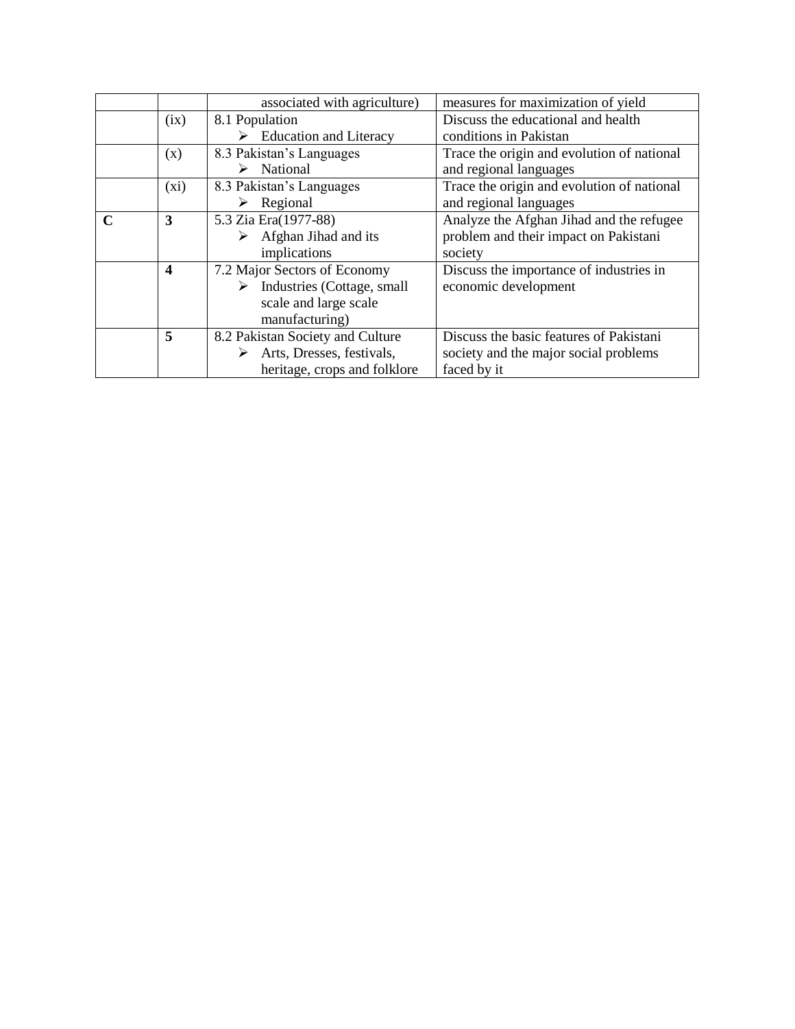| | | | |
|---|---|---|---|
| | | associated with agriculture) | measures for maximization of yield |
| | (ix) | 8.1 Population<br>➢ Education and Literacy | Discuss the educational and health conditions in Pakistan |
| | (x) | 8.3 Pakistan's Languages<br>➢ National | Trace the origin and evolution of national and regional languages |
| | (xi) | 8.3 Pakistan's Languages<br>➢ Regional | Trace the origin and evolution of national and regional languages |
| **C** | **3** | 5.3 Zia Era(1977-88)<br>➢ Afghan Jihad and its implications | Analyze the Afghan Jihad and the refugee problem and their impact on Pakistani society |
| | **4** | 7.2 Major Sectors of Economy<br>➢ Industries (Cottage, small scale and large scale manufacturing) | Discuss the importance of industries in economic development |
| | **5** | 8.2 Pakistan Society and Culture<br>➢ Arts, Dresses, festivals, heritage, crops and folklore | Discuss the basic features of Pakistani society and the major social problems faced by it |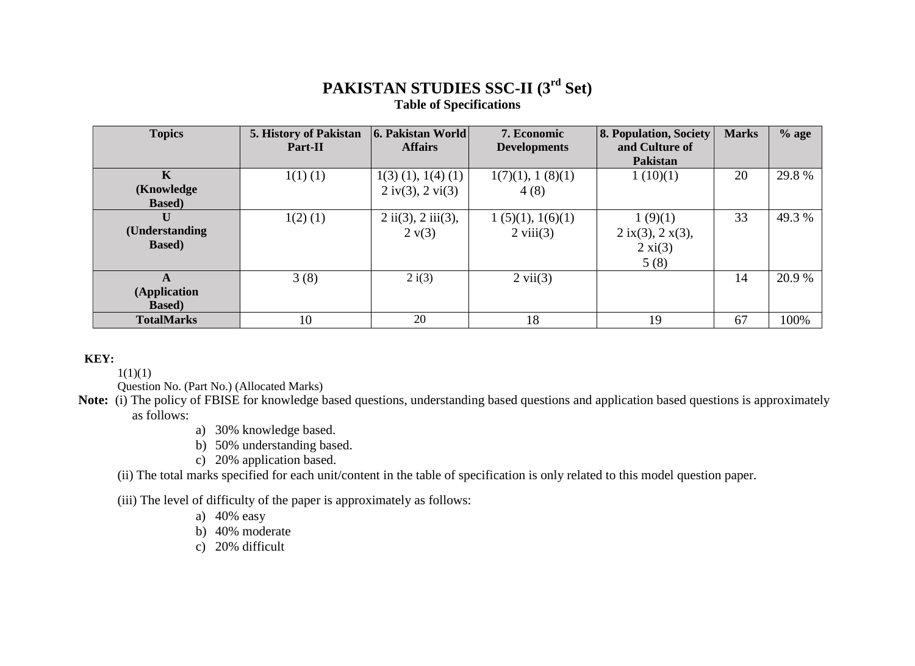# PAKISTAN STUDIES SSC-II (3rd Set)

## Table of Specifications

| Topics | 5. History of Pakistan Part-II | 6. Pakistan World Affairs | 7. Economic Developments | 8. Population, Society and Culture of Pakistan | Marks | % age |
|---|---|---|---|---|---|---|
| **K (Knowledge Based)** | 1(1) (1) | 1(3) (1), 1(4) (1) 2 iv(3), 2 vi(3) | 1(7)(1), 1 (8)(1) 4 (8) | 1 (10)(1) | 20 | 29.8 % |
| **U (Understanding Based)** | 1(2) (1) | 2 ii(3), 2 iii(3), 2 v(3) | 1 (5)(1), 1(6)(1) 2 viii(3) | 1 (9)(1) 2 ix(3), 2 x(3), 2 xi(3) 5 (8) | 33 | 49.3 % |
| **A (Application Based)** | 3 (8) | 2 i(3) | 2 vii(3) | | 14 | 20.9 % |
| **TotalMarks** | 10 | 20 | 18 | 19 | 67 | 100% |

**KEY:**

1(1)(1)

Question No. (Part No.) (Allocated Marks)

**Note:** (i) The policy of FBISE for knowledge based questions, understanding based questions and application based questions is approximately as follows:

a) 30% knowledge based.

b) 50% understanding based.

c) 20% application based.

(ii) The total marks specified for each unit/content in the table of specification is only related to this model question paper.

(iii) The level of difficulty of the paper is approximately as follows:

a) 40% easy

b) 40% moderate

c) 20% difficult